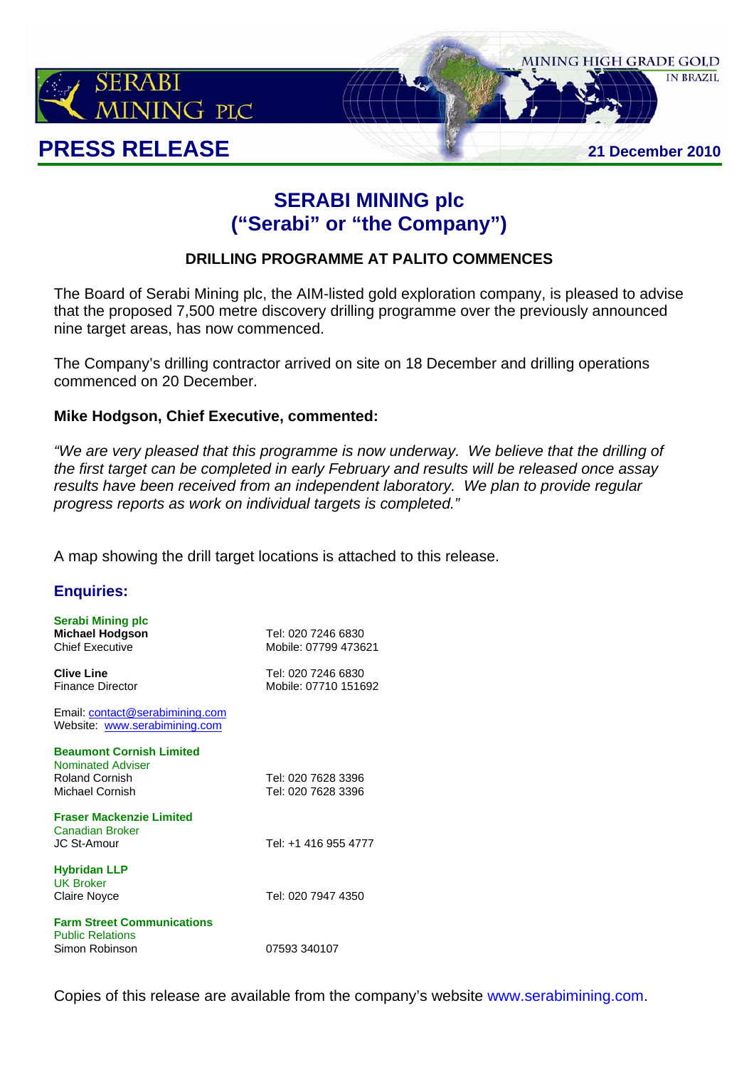SERABI MINING PLC

MINING HIGH GRADE GOLD IN BRAZIL

# PRESS RELEASE

**21 December 2010**

## SERABI MINING plc
## ("Serabi" or "the Company")

### DRILLING PROGRAMME AT PALITO COMMENCES

The Board of Serabi Mining plc, the AIM-listed gold exploration company, is pleased to advise that the proposed 7,500 metre discovery drilling programme over the previously announced nine target areas, has now commenced.

The Company's drilling contractor arrived on site on 18 December and drilling operations commenced on 20 December.

**Mike Hodgson, Chief Executive, commented:**

*"We are very pleased that this programme is now underway. We believe that the drilling of the first target can be completed in early February and results will be released once assay results have been received from an independent laboratory. We plan to provide regular progress reports as work on individual targets is completed."*

A map showing the drill target locations is attached to this release.

### Enquiries:

**Serabi Mining plc**

**Michael Hodgson** — Tel: 020 7246 6830
Chief Executive — Mobile: 07799 473621

**Clive Line** — Tel: 020 7246 6830
Finance Director — Mobile: 07710 151692

Email: contact@serabimining.com
Website: www.serabimining.com

**Beaumont Cornish Limited**
Nominated Adviser
Roland Cornish — Tel: 020 7628 3396
Michael Cornish — Tel: 020 7628 3396

**Fraser Mackenzie Limited**
Canadian Broker
JC St-Amour — Tel: +1 416 955 4777

**Hybridan LLP**
UK Broker
Claire Noyce — Tel: 020 7947 4350

**Farm Street Communications**
Public Relations
Simon Robinson — 07593 340107

Copies of this release are available from the company's website www.serabimining.com.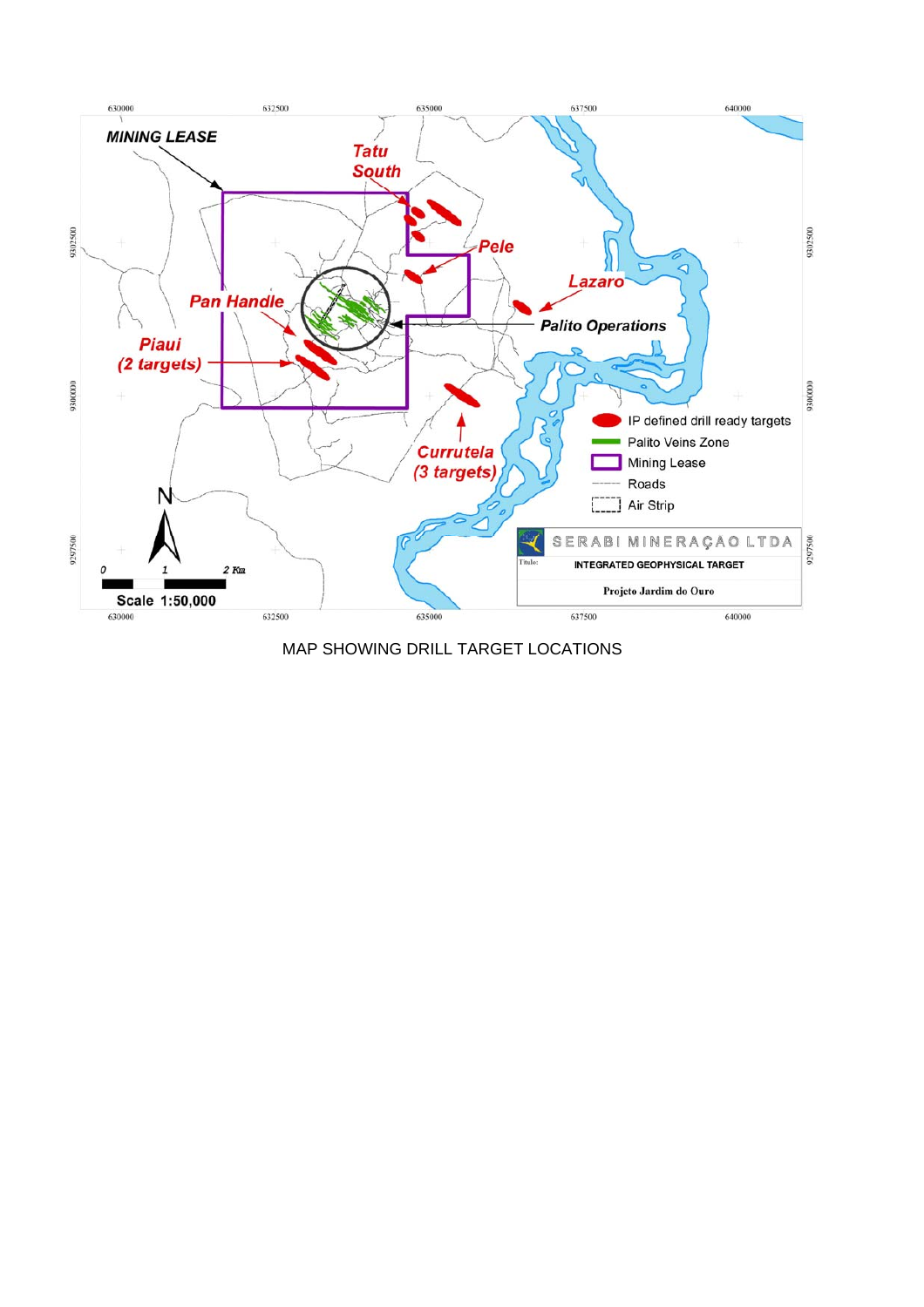MINING LEASE

Tatu South

Pele

Lazaro

Pan Handle

Palito Operations

Piaui (2 targets)

Currutela (3 targets)

IP defined drill ready targets

Palito Veins Zone

Mining Lease

Roads

Air Strip

630000

632500

635000

637500

640000

9302500

9300000

9297500

N

0 1 2 Km

Scale 1:50,000

SERABI MINERAÇAO LTDA

Titulo:

INTEGRATED GEOPHYSICAL TARGET

Projeto Jardim do Ouro

MAP SHOWING DRILL TARGET LOCATIONS